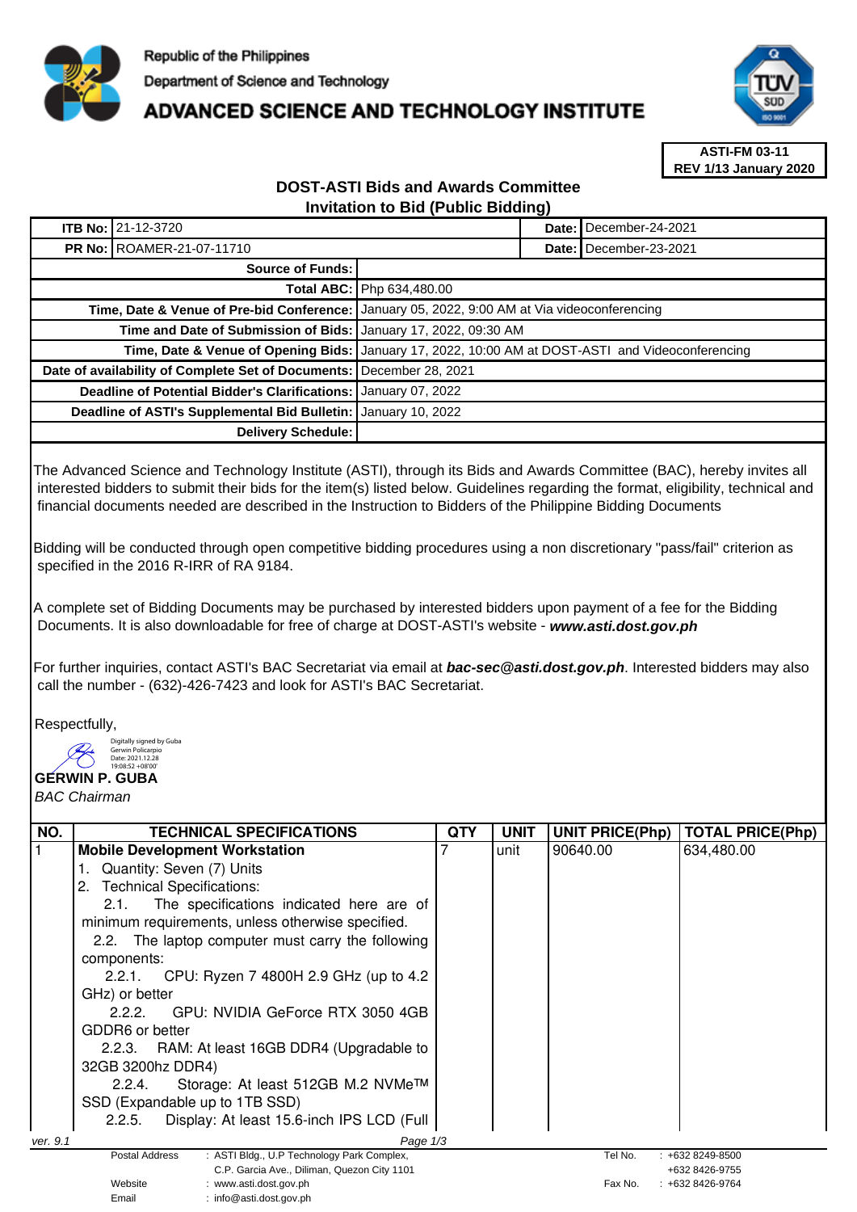Republic of the Philippines

Department of Science and Technology

# ADVANCED SCIENCE AND TECHNOLOGY INSTITUTE

**ASTI-FM 03-11**
**REV 1/13 January 2020**

## DOST-ASTI Bids and Awards Committee
## Invitation to Bid (Public Bidding)

| | | | |
|---|---|---|---|
| **ITB No:** | 21-12-3720 | **Date:** | December-24-2021 |
| **PR No:** | ROAMER-21-07-11710 | **Date:** | December-23-2021 |

| | |
|---|---|
| **Source of Funds:** | |
| **Total ABC:** | Php 634,480.00 |
| **Time, Date & Venue of Pre-bid Conference:** | January 05, 2022, 9:00 AM at Via videoconferencing |
| **Time and Date of Submission of Bids:** | January 17, 2022, 09:30 AM |
| **Time, Date & Venue of Opening Bids:** | January 17, 2022, 10:00 AM at DOST-ASTI and Videoconferencing |
| **Date of availability of Complete Set of Documents:** | December 28, 2021 |
| **Deadline of Potential Bidder's Clarifications:** | January 07, 2022 |
| **Deadline of ASTI's Supplemental Bid Bulletin:** | January 10, 2022 |
| **Delivery Schedule:** | |

The Advanced Science and Technology Institute (ASTI), through its Bids and Awards Committee (BAC), hereby invites all interested bidders to submit their bids for the item(s) listed below. Guidelines regarding the format, eligibility, technical and financial documents needed are described in the Instruction to Bidders of the Philippine Bidding Documents

Bidding will be conducted through open competitive bidding procedures using a non discretionary "pass/fail" criterion as specified in the 2016 R-IRR of RA 9184.

A complete set of Bidding Documents may be purchased by interested bidders upon payment of a fee for the Bidding Documents. It is also downloadable for free of charge at DOST-ASTI's website - ***www.asti.dost.gov.ph***

For further inquiries, contact ASTI's BAC Secretariat via email at ***bac-sec@asti.dost.gov.ph***. Interested bidders may also call the number - (632)-426-7423 and look for ASTI's BAC Secretariat.

Respectfully,

Digitally signed by Guba Gerwin Policarpio
Date: 2021.12.28 19:08:52 +08'00'

**GERWIN P. GUBA**
*BAC Chairman*

| NO. | TECHNICAL SPECIFICATIONS | QTY | UNIT | UNIT PRICE(Php) | TOTAL PRICE(Php) |
|---|---|---|---|---|---|
| 1 | **Mobile Development Workstation**<br>1. Quantity: Seven (7) Units<br>2. Technical Specifications:<br>2.1. The specifications indicated here are of minimum requirements, unless otherwise specified.<br>2.2. The laptop computer must carry the following components:<br>2.2.1. CPU: Ryzen 7 4800H 2.9 GHz (up to 4.2 GHz) or better<br>2.2.2. GPU: NVIDIA GeForce RTX 3050 4GB GDDR6 or better<br>2.2.3. RAM: At least 16GB DDR4 (Upgradable to 32GB 3200hz DDR4)<br>2.2.4. Storage: At least 512GB M.2 NVMe™ SSD (Expandable up to 1TB SSD)<br>2.2.5. Display: At least 15.6-inch IPS LCD (Full | 7 | unit | 90640.00 | 634,480.00 |

ver. 9.1

Postal Address : ASTI Bldg., U.P Technology Park Complex, C.P. Garcia Ave., Diliman, Quezon City 1101
Website : www.asti.dost.gov.ph
Email : info@asti.dost.gov.ph
Tel No. : +632 8249-8500, +632 8426-9755
Fax No. : +632 8426-9764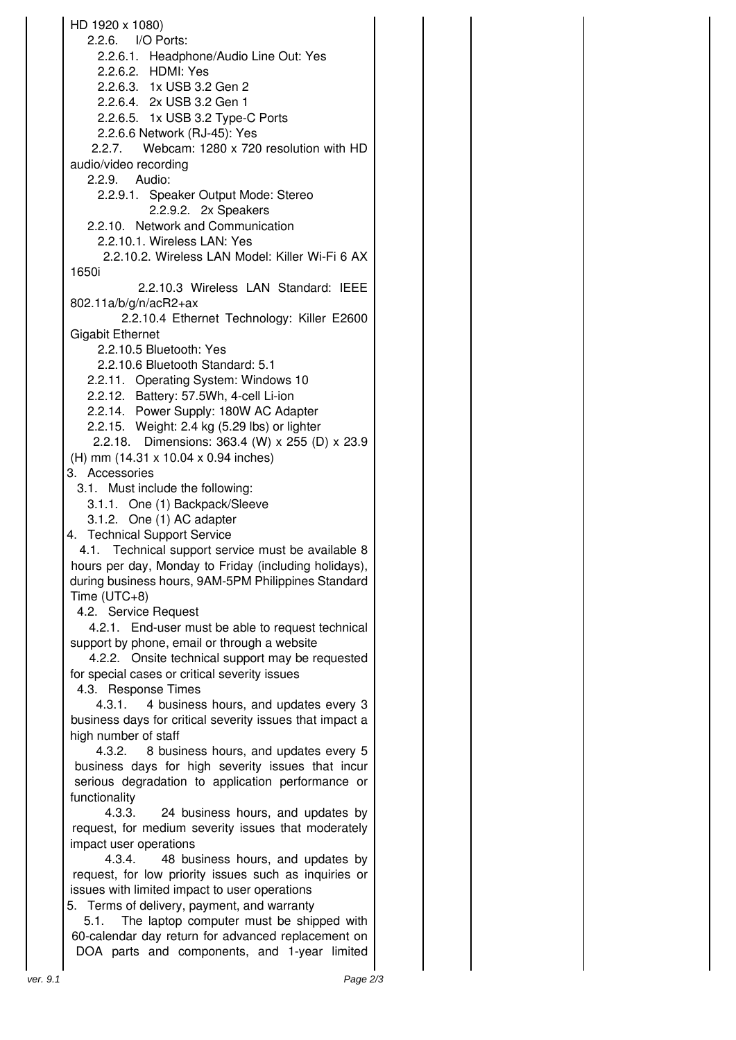HD 1920 x 1080)

- 2.2.6. I/O Ports:
  - 2.2.6.1. Headphone/Audio Line Out: Yes
  - 2.2.6.2. HDMI: Yes
  - 2.2.6.3. 1x USB 3.2 Gen 2
  - 2.2.6.4. 2x USB 3.2 Gen 1
  - 2.2.6.5. 1x USB 3.2 Type-C Ports
  - 2.2.6.6 Network (RJ-45): Yes
- 2.2.7. Webcam: 1280 x 720 resolution with HD audio/video recording
- 2.2.9. Audio:
  - 2.2.9.1. Speaker Output Mode: Stereo
  - 2.2.9.2. 2x Speakers
- 2.2.10. Network and Communication
  - 2.2.10.1. Wireless LAN: Yes
  - 2.2.10.2. Wireless LAN Model: Killer Wi-Fi 6 AX 1650i
  - 2.2.10.3 Wireless LAN Standard: IEEE 802.11a/b/g/n/acR2+ax
  - 2.2.10.4 Ethernet Technology: Killer E2600 Gigabit Ethernet
  - 2.2.10.5 Bluetooth: Yes
  - 2.2.10.6 Bluetooth Standard: 5.1
- 2.2.11. Operating System: Windows 10
- 2.2.12. Battery: 57.5Wh, 4-cell Li-ion
- 2.2.14. Power Supply: 180W AC Adapter
- 2.2.15. Weight: 2.4 kg (5.29 lbs) or lighter
- 2.2.18. Dimensions: 363.4 (W) x 255 (D) x 23.9 (H) mm (14.31 x 10.04 x 0.94 inches)

3. Accessories
   - 3.1. Must include the following:
     - 3.1.1. One (1) Backpack/Sleeve
     - 3.1.2. One (1) AC adapter
4. Technical Support Service
   - 4.1. Technical support service must be available 8 hours per day, Monday to Friday (including holidays), during business hours, 9AM-5PM Philippines Standard Time (UTC+8)
   - 4.2. Service Request
     - 4.2.1. End-user must be able to request technical support by phone, email or through a website
     - 4.2.2. Onsite technical support may be requested for special cases or critical severity issues
   - 4.3. Response Times
     - 4.3.1. 4 business hours, and updates every 3 business days for critical severity issues that impact a high number of staff
     - 4.3.2. 8 business hours, and updates every 5 business days for high severity issues that incur serious degradation to application performance or functionality
     - 4.3.3. 24 business hours, and updates by request, for medium severity issues that moderately impact user operations
     - 4.3.4. 48 business hours, and updates by request, for low priority issues such as inquiries or issues with limited impact to user operations
5. Terms of delivery, payment, and warranty
   - 5.1. The laptop computer must be shipped with 60-calendar day return for advanced replacement on DOA parts and components, and 1-year limited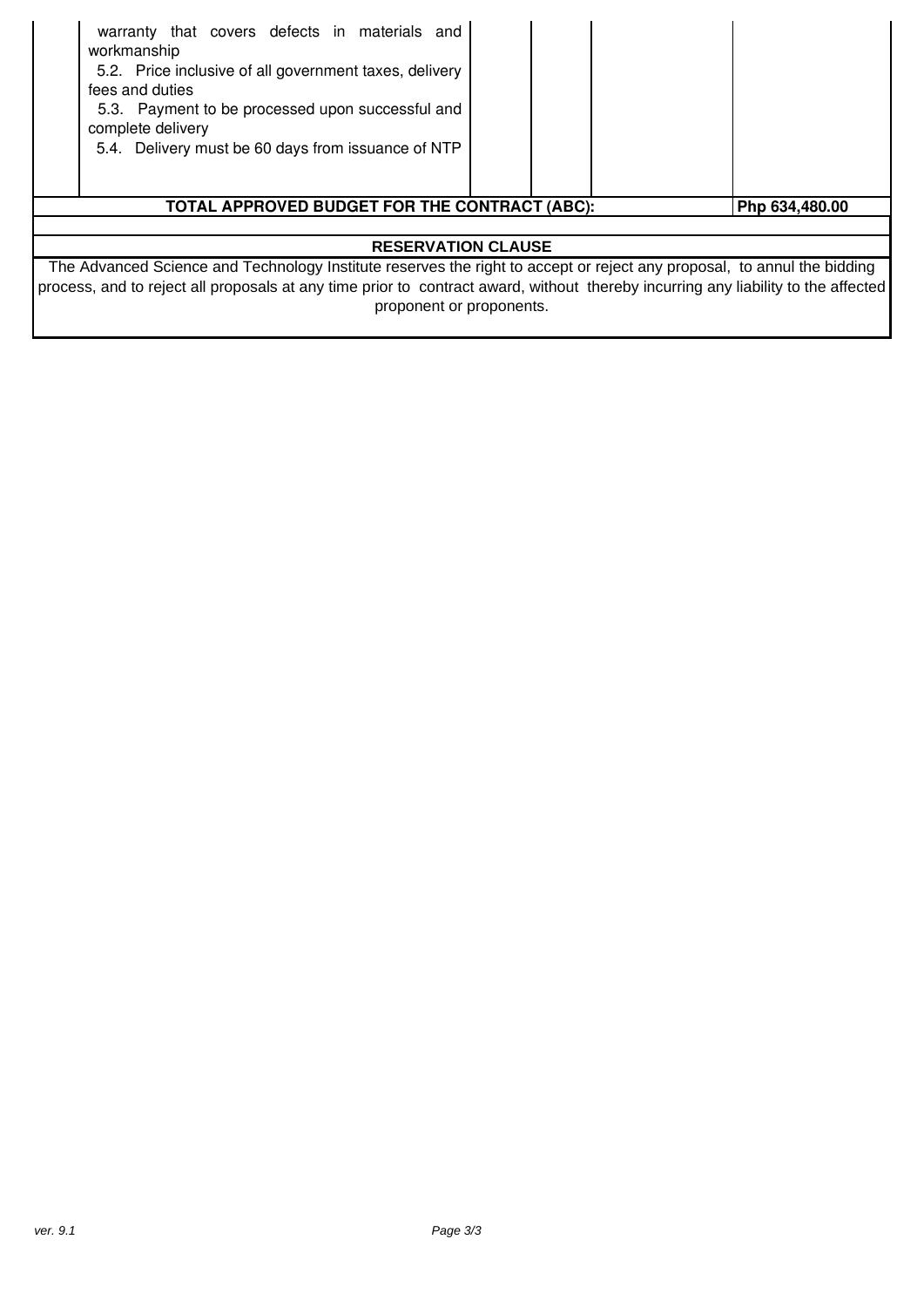| | | | | | |
|---|---|---|---|---|---|
| | warranty that covers defects in materials and workmanship<br>5.2. Price inclusive of all government taxes, delivery fees and duties<br>5.3. Payment to be processed upon successful and complete delivery<br>5.4. Delivery must be 60 days from issuance of NTP | | | | |
| **TOTAL APPROVED BUDGET FOR THE CONTRACT (ABC):** | | | | | **Php 634,480.00** |

**RESERVATION CLAUSE**

The Advanced Science and Technology Institute reserves the right to accept or reject any proposal, to annul the bidding process, and to reject all proposals at any time prior to contract award, without thereby incurring any liability to the affected proponent or proponents.

*ver. 9.1*